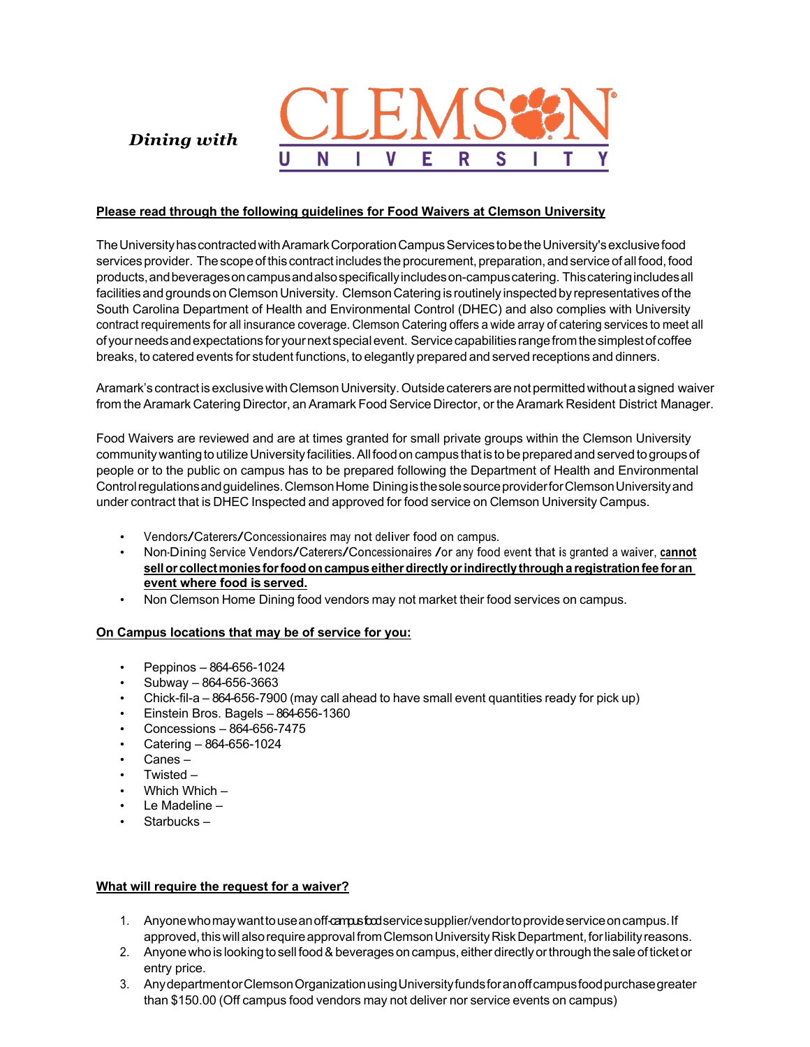*Dining with* CLEMSON UNIVERSITY

**Please read through the following guidelines for Food Waivers at Clemson University**

The University has contracted with Aramark Corporation Campus Services to be the University's exclusive food services provider. The scope of this contract includes the procurement, preparation, and service of all food, food products, and beverages on campus and also specifically includes on-campus catering. This catering includes all facilities and grounds on Clemson University. Clemson Catering is routinely inspected by representatives of the South Carolina Department of Health and Environmental Control (DHEC) and also complies with University contract requirements for all insurance coverage. Clemson Catering offers a wide array of catering services to meet all of your needs and expectations for your next special event. Service capabilities range from the simplest of coffee breaks, to catered events for student functions, to elegantly prepared and served receptions and dinners.

Aramark's contract is exclusive with Clemson University. Outside caterers are not permitted without a signed waiver from the Aramark Catering Director, an Aramark Food Service Director, or the Aramark Resident District Manager.

Food Waivers are reviewed and are at times granted for small private groups within the Clemson University community wanting to utilize University facilities. All food on campus that is to be prepared and served to groups of people or to the public on campus has to be prepared following the Department of Health and Environmental Control regulations and guidelines. Clemson Home Dining is the sole source provider for Clemson University and under contract that is DHEC Inspected and approved for food service on Clemson University Campus.

- Vendors/Caterers/Concessionaires may not deliver food on campus.
- Non-Dining Service Vendors/Caterers/Concessionaires /or any food event that is granted a waiver, **cannot sell or collect monies for food on campus either directly or indirectly through a registration fee for an event where food is served.**
- Non Clemson Home Dining food vendors may not market their food services on campus.

**On Campus locations that may be of service for you:**

- Peppinos – 864-656-1024
- Subway – 864-656-3663
- Chick-fil-a – 864-656-7900 (may call ahead to have small event quantities ready for pick up)
- Einstein Bros. Bagels – 864-656-1360
- Concessions – 864-656-7475
- Catering – 864-656-1024
- Canes –
- Twisted –
- Which Which –
- Le Madeline –
- Starbucks –

**What will require the request for a waiver?**

1. Anyone who may want to use an off-campus food service supplier/vendor to provide service on campus. If approved, this will also require approval from Clemson University Risk Department, for liability reasons.
2. Anyone who is looking to sell food & beverages on campus, either directly or through the sale of ticket or entry price.
3. Any department or Clemson Organization using University funds for an off campus food purchase greater than $150.00 (Off campus food vendors may not deliver nor service events on campus)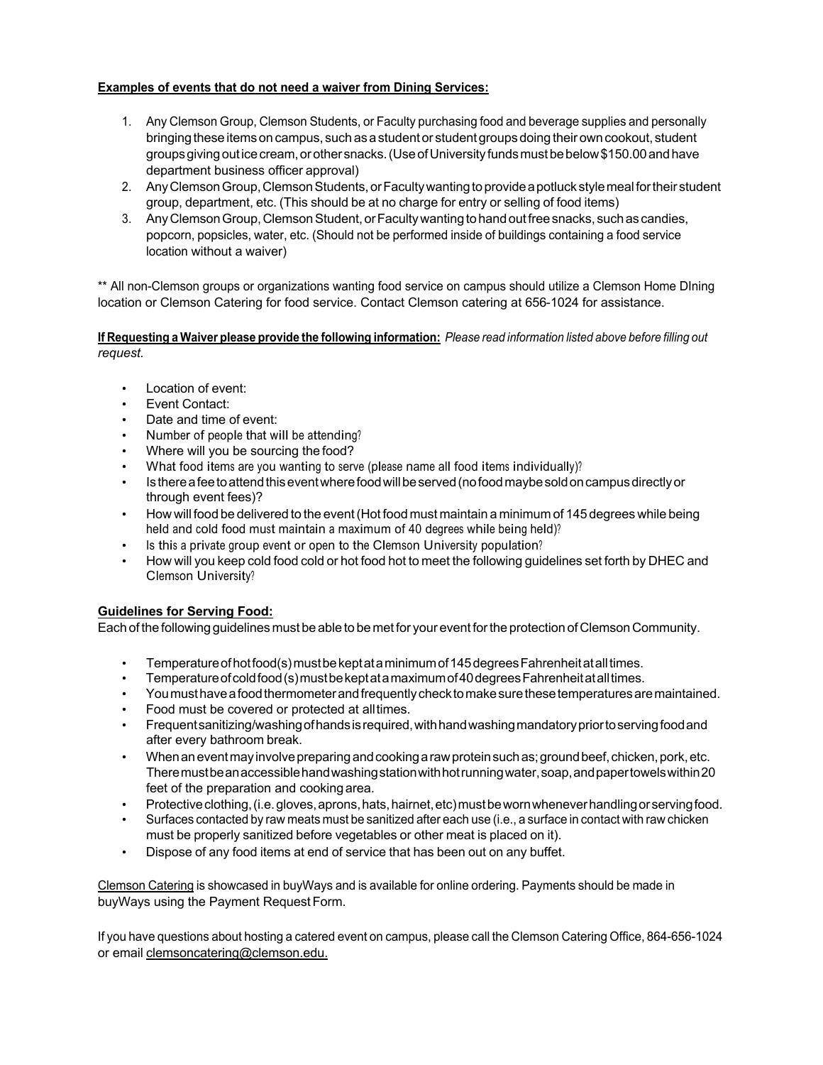**Examples of events that do not need a waiver from Dining Services:**

1. Any Clemson Group, Clemson Students, or Faculty purchasing food and beverage supplies and personally bringing these items on campus, such as a student or student groups doing their own cookout, student groups giving out ice cream, or other snacks. (Use of University funds must be below $150.00 and have department business officer approval)
2. Any Clemson Group, Clemson Students, or Faculty wanting to provide a potluck style meal for their student group, department, etc. (This should be at no charge for entry or selling of food items)
3. Any Clemson Group, Clemson Student, or Faculty wanting to hand out free snacks, such as candies, popcorn, popsicles, water, etc. (Should not be performed inside of buildings containing a food service location without a waiver)

** All non-Clemson groups or organizations wanting food service on campus should utilize a Clemson Home DIning location or Clemson Catering for food service. Contact Clemson catering at 656-1024 for assistance.

**If Requesting a Waiver please provide the following information:** *Please read information listed above before filling out request.*

- Location of event:
- Event Contact:
- Date and time of event:
- Number of people that will be attending?
- Where will you be sourcing the food?
- What food items are you wanting to serve (please name all food items individually)?
- Is there a fee to attend this event where food will be served (no food may be sold on campus directly or through event fees)?
- How will food be delivered to the event (Hot food must maintain a minimum of 145 degrees while being held and cold food must maintain a maximum of 40 degrees while being held)?
- Is this a private group event or open to the Clemson University population?
- How will you keep cold food cold or hot food hot to meet the following guidelines set forth by DHEC and Clemson University?

**Guidelines for Serving Food:**

Each of the following guidelines must be able to be met for your event for the protection of Clemson Community.

- Temperature of hot food(s) must be kept at a minimum of 145 degrees Fahrenheit at all times.
- Temperature of cold food (s) must be kept at a maximum of 40 degrees Fahrenheit at all times.
- You must have a food thermometer and frequently check to make sure these temperatures are maintained.
- Food must be covered or protected at all times.
- Frequent sanitizing/washing of hands is required, with handwashing mandatory prior to serving food and after every bathroom break.
- When an event may involve preparing and cooking a raw protein such as; ground beef, chicken, pork, etc. There must be an accessible handwashing station with hot running water, soap, and paper towels within 20 feet of the preparation and cooking area.
- Protective clothing, (i.e. gloves, aprons, hats, hairnet, etc) must be worn whenever handling or serving food.
- Surfaces contacted by raw meats must be sanitized after each use (i.e., a surface in contact with raw chicken must be properly sanitized before vegetables or other meat is placed on it).
- Dispose of any food items at end of service that has been out on any buffet.

Clemson Catering is showcased in buyWays and is available for online ordering. Payments should be made in buyWays using the Payment Request Form.

If you have questions about hosting a catered event on campus, please call the Clemson Catering Office, 864-656-1024 or email clemsoncatering@clemson.edu.